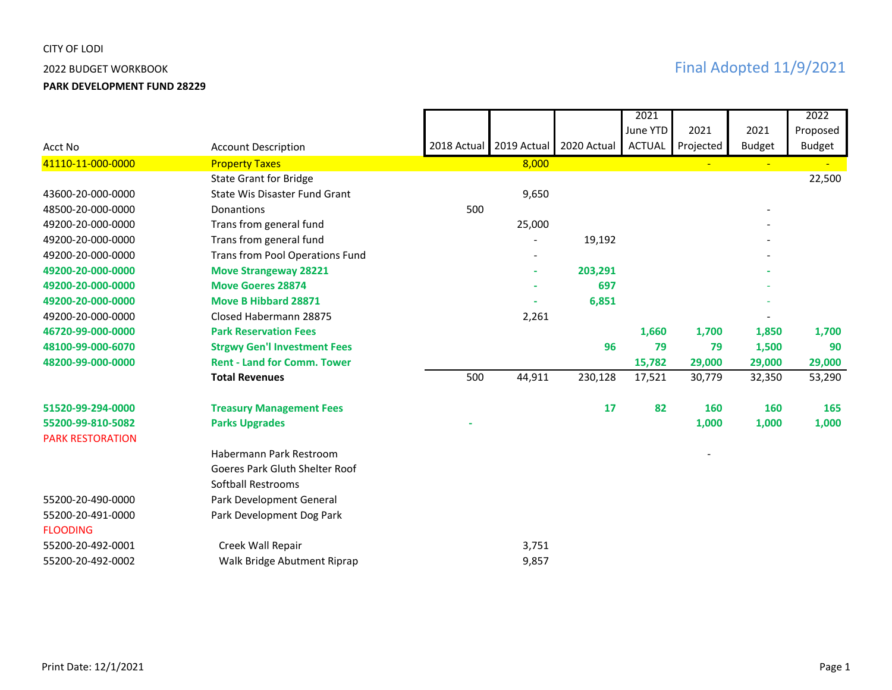CITY OF LODI

2022 BUDGET WORKBOOK

**PARK DEVELOPMENT FUND 28229**

Final Adopted 11/9/2021

| Acct No | Account Description | 2018 Actual | 2019 Actual | 2020 Actual | 2021 June YTD ACTUAL | 2021 Projected | 2021 Budget | 2022 Proposed Budget |
|---|---|---|---|---|---|---|---|---|
| 41110-11-000-0000 | Property Taxes | | 8,000 | | | - | - | - |
| | State Grant for Bridge | | | | | | | 22,500 |
| 43600-20-000-0000 | State Wis Disaster Fund Grant | | 9,650 | | | | | |
| 48500-20-000-0000 | Donantions | 500 | | | | | - | |
| 49200-20-000-0000 | Trans from general fund | | 25,000 | | | | - | |
| 49200-20-000-0000 | Trans from general fund | | - | 19,192 | | | - | |
| 49200-20-000-0000 | Trans from Pool Operations Fund | | - | | | | - | |
| **49200-20-000-0000** | **Move Strangeway 28221** | | **-** | **203,291** | | | **-** | |
| **49200-20-000-0000** | **Move Goeres 28874** | | **-** | **697** | | | **-** | |
| **49200-20-000-0000** | **Move B Hibbard 28871** | | **-** | **6,851** | | | **-** | |
| 49200-20-000-0000 | Closed Habermann 28875 | | 2,261 | | | | - | |
| **46720-99-000-0000** | **Park Reservation Fees** | | | | **1,660** | **1,700** | **1,850** | **1,700** |
| **48100-99-000-6070** | **Strgwy Gen'l Investment Fees** | | | **96** | **79** | **79** | **1,500** | **90** |
| **48200-99-000-0000** | **Rent - Land for Comm. Tower** | | | | **15,782** | **29,000** | **29,000** | **29,000** |
| | **Total Revenues** | 500 | 44,911 | 230,128 | 17,521 | 30,779 | 32,350 | 53,290 |
| | | | | | | | | |
| **51520-99-294-0000** | **Treasury Management Fees** | | | **17** | **82** | **160** | **160** | **165** |
| **55200-99-810-5082** | **Parks Upgrades** | **-** | | | | **1,000** | **1,000** | **1,000** |
| PARK RESTORATION | | | | | | | | |
| | Habermann Park Restroom | | | | | - | | |
| | Goeres Park Gluth Shelter Roof | | | | | | | |
| | Softball Restrooms | | | | | | | |
| 55200-20-490-0000 | Park Development General | | | | | | | |
| 55200-20-491-0000 | Park Development Dog Park | | | | | | | |
| FLOODING | | | | | | | | |
| 55200-20-492-0001 | Creek Wall Repair | | 3,751 | | | | | |
| 55200-20-492-0002 | Walk Bridge Abutment Riprap | | 9,857 | | | | | |

Print Date: 12/1/2021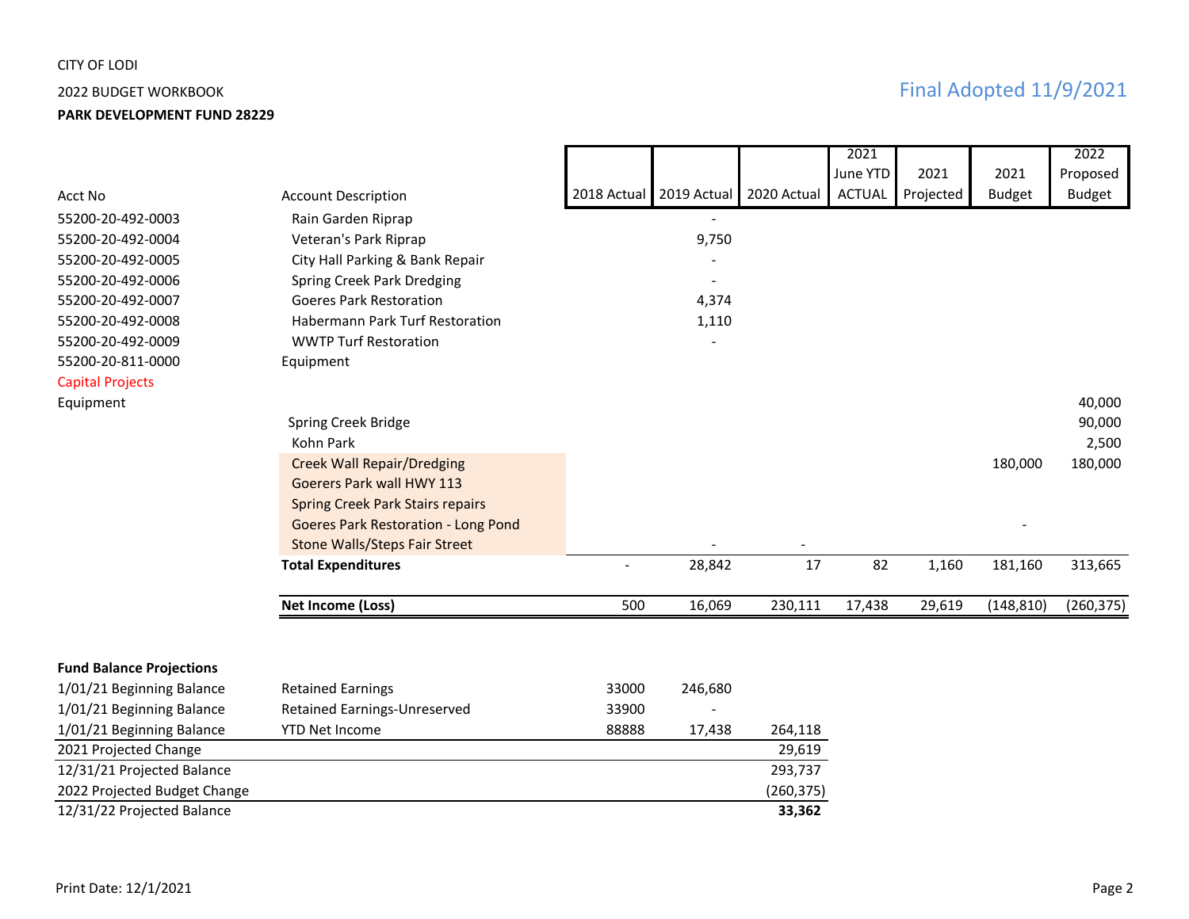CITY OF LODI

2022 BUDGET WORKBOOK

**PARK DEVELOPMENT FUND 28229**

Final Adopted 11/9/2021

| Acct No | Account Description | 2018 Actual | 2019 Actual | 2020 Actual | 2021 June YTD ACTUAL | 2021 Projected | 2021 Budget | 2022 Proposed Budget |
|---|---|---|---|---|---|---|---|---|
| 55200-20-492-0003 | Rain Garden Riprap | | - | | | | | |
| 55200-20-492-0004 | Veteran's Park Riprap | | 9,750 | | | | | |
| 55200-20-492-0005 | City Hall Parking & Bank Repair | | - | | | | | |
| 55200-20-492-0006 | Spring Creek Park Dredging | | - | | | | | |
| 55200-20-492-0007 | Goeres Park Restoration | | 4,374 | | | | | |
| 55200-20-492-0008 | Habermann Park Turf Restoration | | 1,110 | | | | | |
| 55200-20-492-0009 | WWTP Turf Restoration | | - | | | | | |
| 55200-20-811-0000 | Equipment | | | | | | | |
| Capital Projects | | | | | | | | |
| Equipment | | | | | | | | 40,000 |
| | Spring Creek Bridge | | | | | | | 90,000 |
| | Kohn Park | | | | | | | 2,500 |
| | Creek Wall Repair/Dredging | | | | | | 180,000 | 180,000 |
| | Goerers Park wall HWY 113 | | | | | | | |
| | Spring Creek Park Stairs repairs | | | | | | | |
| | Goeres Park Restoration - Long Pond | | | | | | - | |
| | Stone Walls/Steps Fair Street | | - | - | | | | |
| | **Total Expenditures** | - | 28,842 | 17 | 82 | 1,160 | 181,160 | 313,665 |
| | **Net Income (Loss)** | 500 | 16,069 | 230,111 | 17,438 | 29,619 | (148,810) | (260,375) |

**Fund Balance Projections**

| | | | | |
|---|---|---|---|---|
| 1/01/21 Beginning Balance | Retained Earnings | 33000 | 246,680 | |
| 1/01/21 Beginning Balance | Retained Earnings-Unreserved | 33900 | - | |
| 1/01/21 Beginning Balance | YTD Net Income | 88888 | 17,438 | 264,118 |
| 2021 Projected Change | | | | 29,619 |
| 12/31/21 Projected Balance | | | | 293,737 |
| 2022 Projected Budget Change | | | | (260,375) |
| 12/31/22 Projected Balance | | | | **33,362** |

Print Date: 12/1/2021